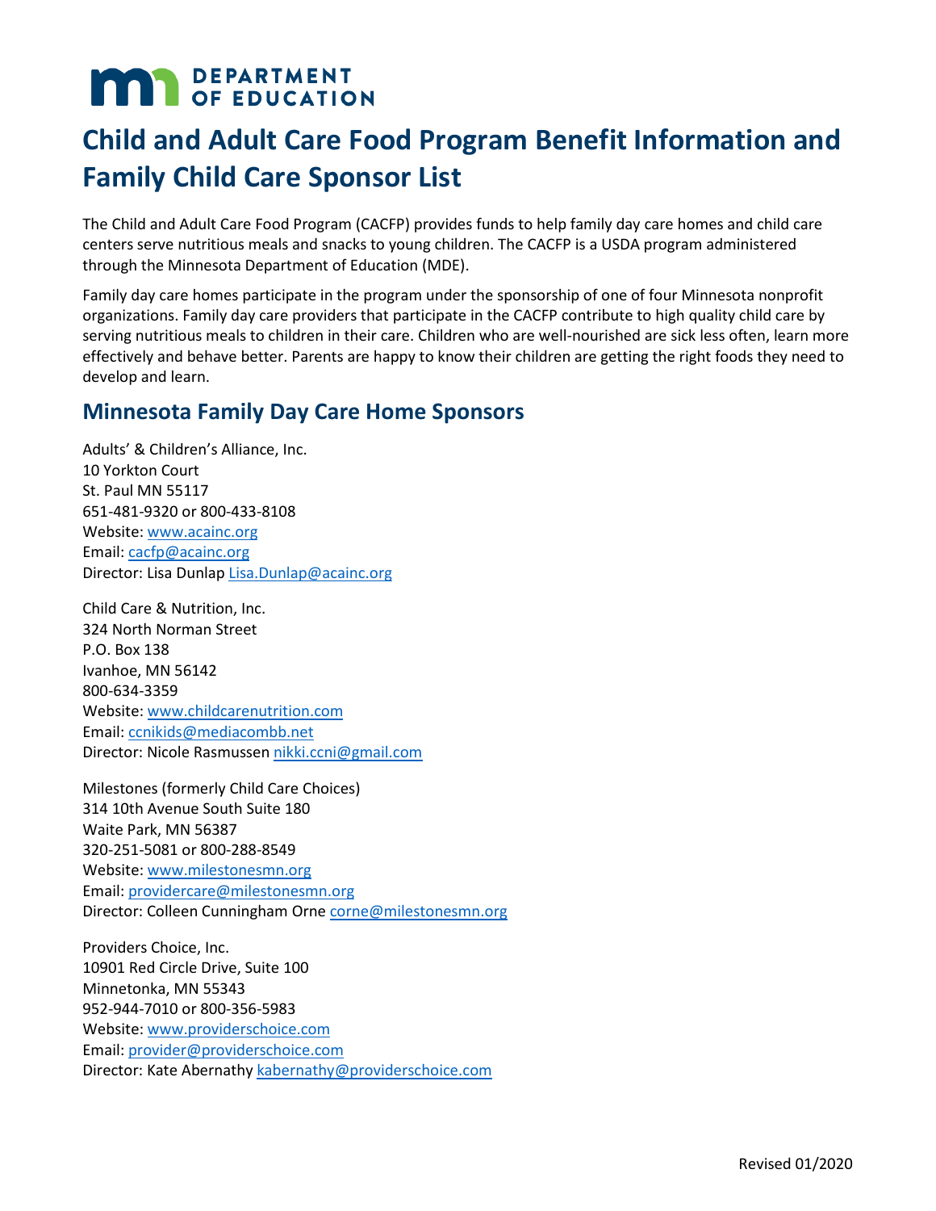# Child and Adult Care Food Program Benefit Information and Family Child Care Sponsor List

The Child and Adult Care Food Program (CACFP) provides funds to help family day care homes and child care centers serve nutritious meals and snacks to young children. The CACFP is a USDA program administered through the Minnesota Department of Education (MDE).

Family day care homes participate in the program under the sponsorship of one of four Minnesota nonprofit organizations. Family day care providers that participate in the CACFP contribute to high quality child care by serving nutritious meals to children in their care. Children who are well-nourished are sick less often, learn more effectively and behave better. Parents are happy to know their children are getting the right foods they need to develop and learn.

## Minnesota Family Day Care Home Sponsors

Adults' & Children's Alliance, Inc.
10 Yorkton Court
St. Paul MN 55117
651-481-9320 or 800-433-8108
Website: www.acainc.org
Email: cacfp@acainc.org
Director: Lisa Dunlap Lisa.Dunlap@acainc.org

Child Care & Nutrition, Inc.
324 North Norman Street
P.O. Box 138
Ivanhoe, MN 56142
800-634-3359
Website: www.childcarenutrition.com
Email: ccnikids@mediacombb.net
Director: Nicole Rasmussen nikki.ccni@gmail.com

Milestones (formerly Child Care Choices)
314 10th Avenue South Suite 180
Waite Park, MN 56387
320-251-5081 or 800-288-8549
Website: www.milestonesmn.org
Email: providercare@milestonesmn.org
Director: Colleen Cunningham Orne corne@milestonesmn.org

Providers Choice, Inc.
10901 Red Circle Drive, Suite 100
Minnetonka, MN 55343
952-944-7010 or 800-356-5983
Website: www.providerschoice.com
Email: provider@providerschoice.com
Director: Kate Abernathy kabernathy@providerschoice.com

Revised 01/2020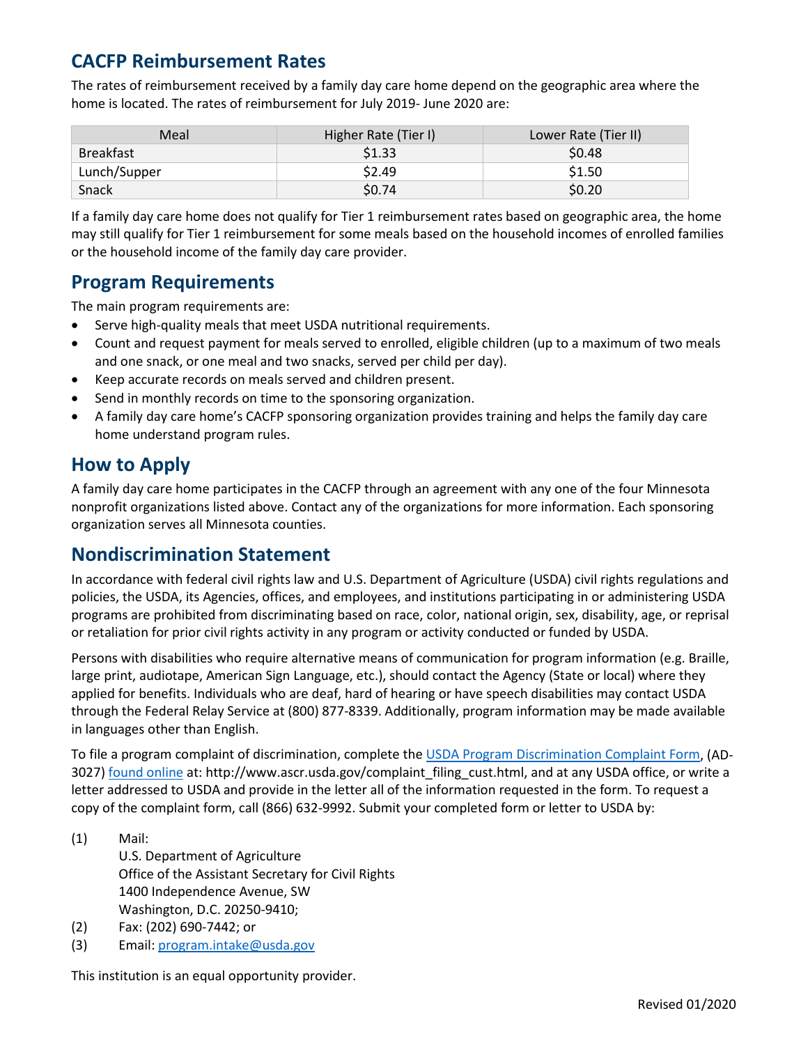## CACFP Reimbursement Rates

The rates of reimbursement received by a family day care home depend on the geographic area where the home is located. The rates of reimbursement for July 2019- June 2020 are:

| Meal | Higher Rate (Tier I) | Lower Rate (Tier II) |
|---|---|---|
| Breakfast | $1.33 | $0.48 |
| Lunch/Supper | $2.49 | $1.50 |
| Snack | $0.74 | $0.20 |

If a family day care home does not qualify for Tier 1 reimbursement rates based on geographic area, the home may still qualify for Tier 1 reimbursement for some meals based on the household incomes of enrolled families or the household income of the family day care provider.

## Program Requirements

The main program requirements are:

- Serve high-quality meals that meet USDA nutritional requirements.
- Count and request payment for meals served to enrolled, eligible children (up to a maximum of two meals and one snack, or one meal and two snacks, served per child per day).
- Keep accurate records on meals served and children present.
- Send in monthly records on time to the sponsoring organization.
- A family day care home's CACFP sponsoring organization provides training and helps the family day care home understand program rules.

## How to Apply

A family day care home participates in the CACFP through an agreement with any one of the four Minnesota nonprofit organizations listed above. Contact any of the organizations for more information. Each sponsoring organization serves all Minnesota counties.

## Nondiscrimination Statement

In accordance with federal civil rights law and U.S. Department of Agriculture (USDA) civil rights regulations and policies, the USDA, its Agencies, offices, and employees, and institutions participating in or administering USDA programs are prohibited from discriminating based on race, color, national origin, sex, disability, age, or reprisal or retaliation for prior civil rights activity in any program or activity conducted or funded by USDA.

Persons with disabilities who require alternative means of communication for program information (e.g. Braille, large print, audiotape, American Sign Language, etc.), should contact the Agency (State or local) where they applied for benefits. Individuals who are deaf, hard of hearing or have speech disabilities may contact USDA through the Federal Relay Service at (800) 877-8339. Additionally, program information may be made available in languages other than English.

To file a program complaint of discrimination, complete the USDA Program Discrimination Complaint Form, (AD-3027) found online at: http://www.ascr.usda.gov/complaint_filing_cust.html, and at any USDA office, or write a letter addressed to USDA and provide in the letter all of the information requested in the form. To request a copy of the complaint form, call (866) 632-9992. Submit your completed form or letter to USDA by:

(1) Mail:
U.S. Department of Agriculture
Office of the Assistant Secretary for Civil Rights
1400 Independence Avenue, SW
Washington, D.C. 20250-9410;

(2) Fax: (202) 690-7442; or

(3) Email: program.intake@usda.gov

This institution is an equal opportunity provider.

Revised 01/2020